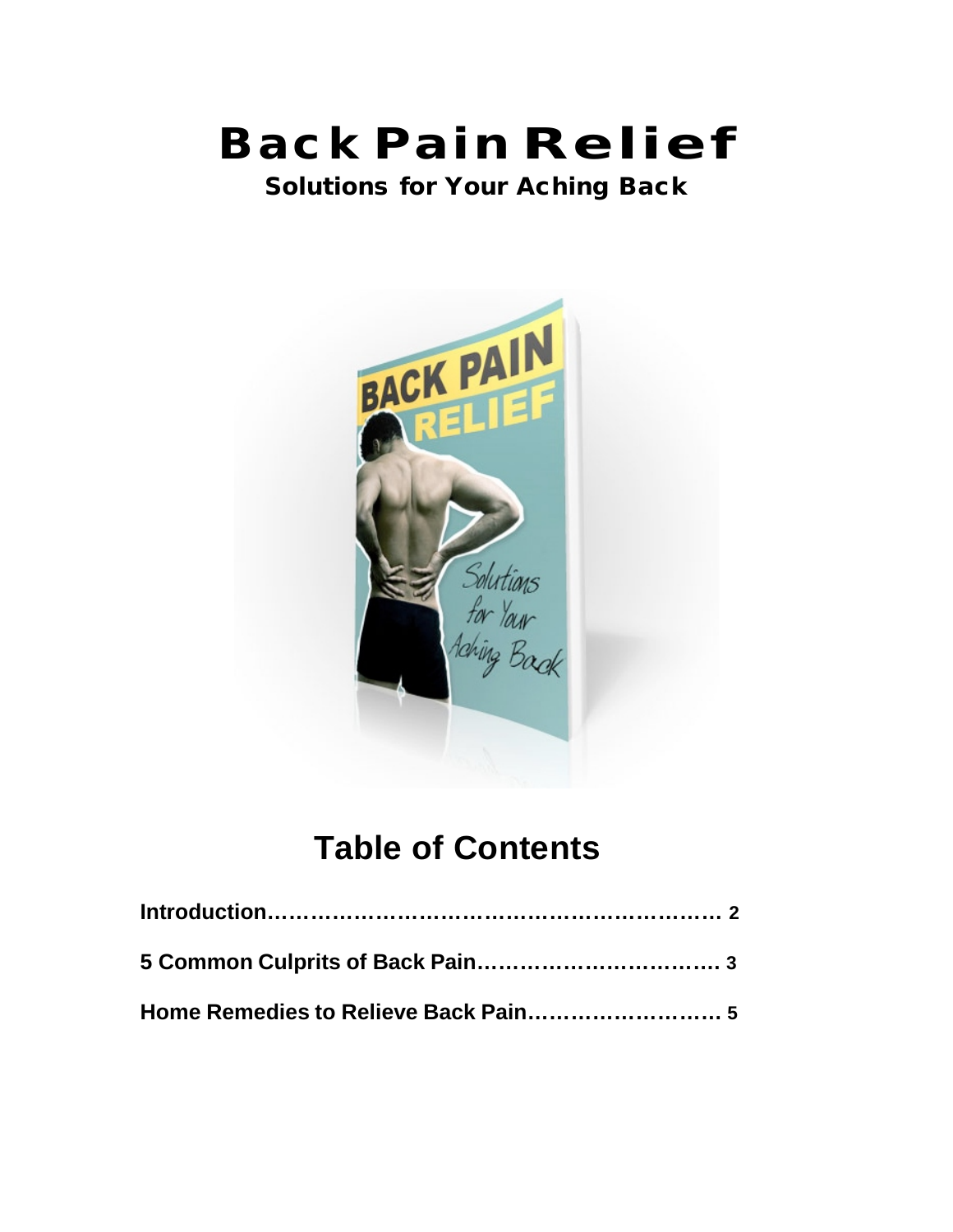# Back Pain Relief

**Solutions for Your Aching Back**

## Table of Contents

**Introduction……………………………………………………… 2**

**5 Common Culprits of Back Pain……………………………. 3**

**Home Remedies to Relieve Back Pain……………………… 5**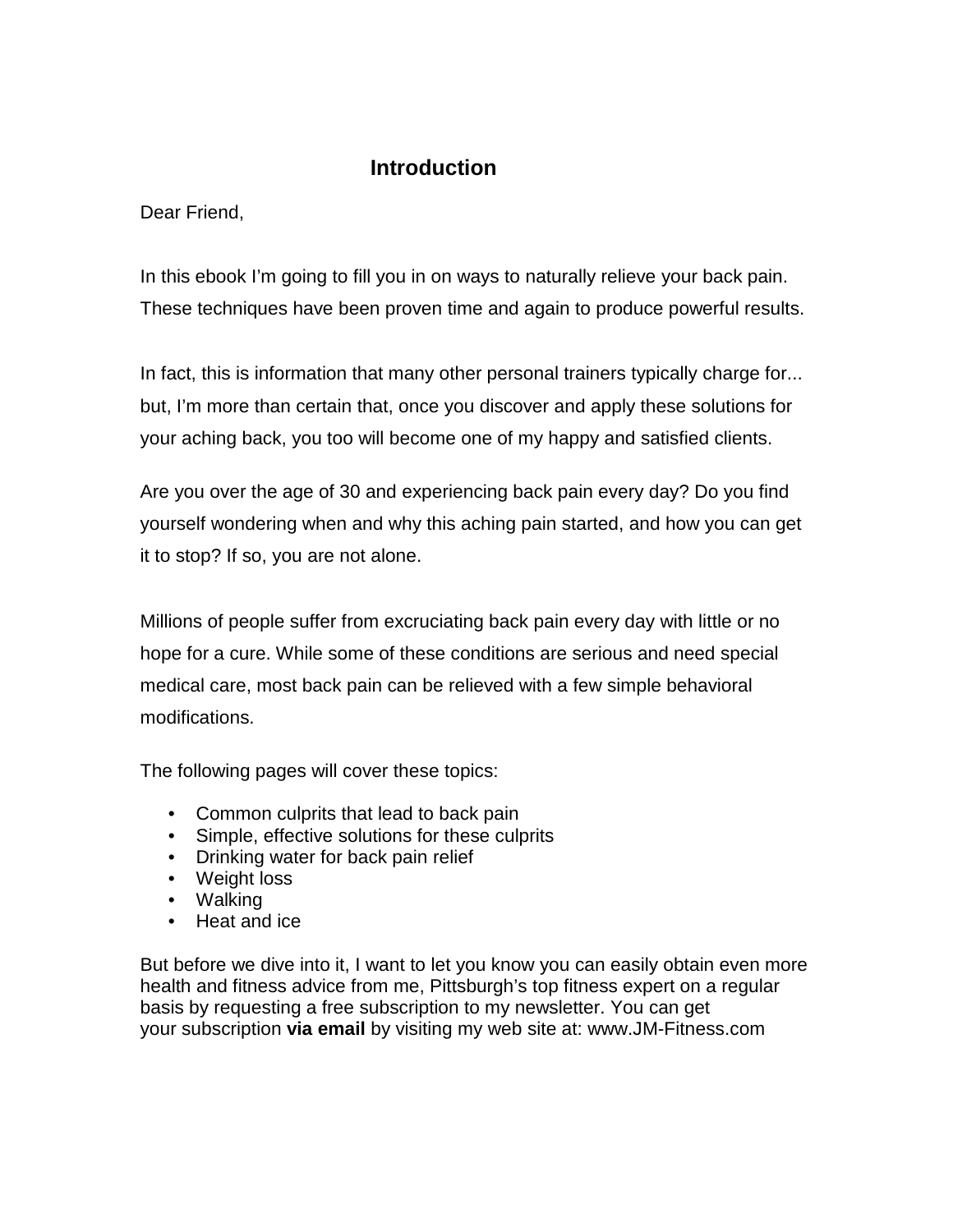# Introduction

Dear Friend,

In this ebook I'm going to fill you in on ways to naturally relieve your back pain. These techniques have been proven time and again to produce powerful results.

In fact, this is information that many other personal trainers typically charge for... but, I'm more than certain that, once you discover and apply these solutions for your aching back, you too will become one of my happy and satisfied clients.

Are you over the age of 30 and experiencing back pain every day? Do you find yourself wondering when and why this aching pain started, and how you can get it to stop? If so, you are not alone.

Millions of people suffer from excruciating back pain every day with little or no hope for a cure. While some of these conditions are serious and need special medical care, most back pain can be relieved with a few simple behavioral modifications.

The following pages will cover these topics:

- Common culprits that lead to back pain
- Simple, effective solutions for these culprits
- Drinking water for back pain relief
- Weight loss
- Walking
- Heat and ice

But before we dive into it, I want to let you know you can easily obtain even more health and fitness advice from me, Pittsburgh's top fitness expert on a regular basis by requesting a free subscription to my newsletter. You can get your subscription **via email** by visiting my web site at: www.JM-Fitness.com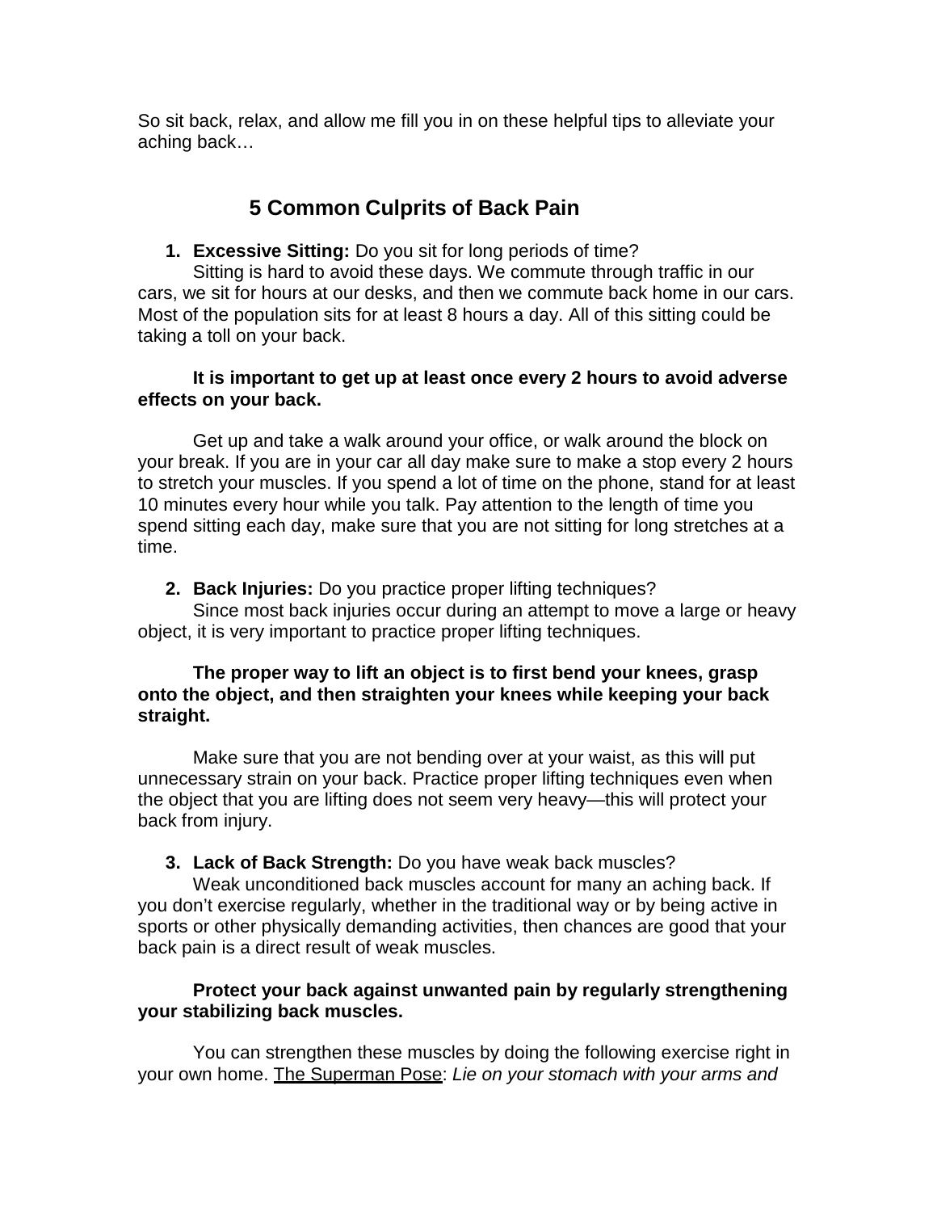So sit back, relax, and allow me fill you in on these helpful tips to alleviate your aching back…

## 5 Common Culprits of Back Pain

1. **Excessive Sitting:** Do you sit for long periods of time?

Sitting is hard to avoid these days. We commute through traffic in our cars, we sit for hours at our desks, and then we commute back home in our cars. Most of the population sits for at least 8 hours a day. All of this sitting could be taking a toll on your back.

**It is important to get up at least once every 2 hours to avoid adverse effects on your back.**

Get up and take a walk around your office, or walk around the block on your break. If you are in your car all day make sure to make a stop every 2 hours to stretch your muscles. If you spend a lot of time on the phone, stand for at least 10 minutes every hour while you talk. Pay attention to the length of time you spend sitting each day, make sure that you are not sitting for long stretches at a time.

2. **Back Injuries:** Do you practice proper lifting techniques?

Since most back injuries occur during an attempt to move a large or heavy object, it is very important to practice proper lifting techniques.

**The proper way to lift an object is to first bend your knees, grasp onto the object, and then straighten your knees while keeping your back straight.**

Make sure that you are not bending over at your waist, as this will put unnecessary strain on your back. Practice proper lifting techniques even when the object that you are lifting does not seem very heavy—this will protect your back from injury.

3. **Lack of Back Strength:** Do you have weak back muscles?

Weak unconditioned back muscles account for many an aching back. If you don't exercise regularly, whether in the traditional way or by being active in sports or other physically demanding activities, then chances are good that your back pain is a direct result of weak muscles.

**Protect your back against unwanted pain by regularly strengthening your stabilizing back muscles.**

You can strengthen these muscles by doing the following exercise right in your own home. <u>The Superman Pose</u>: *Lie on your stomach with your arms and*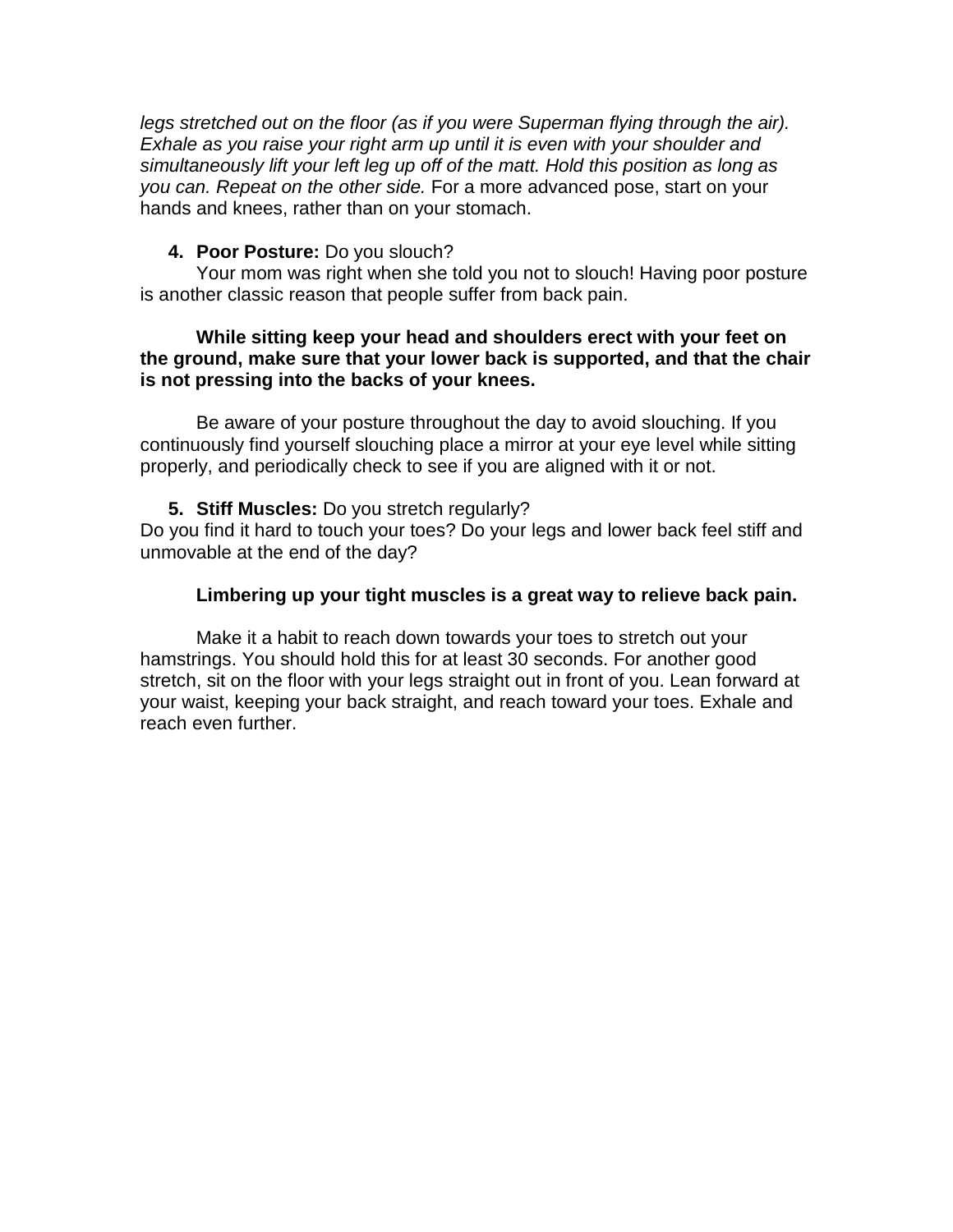*legs stretched out on the floor (as if you were Superman flying through the air). Exhale as you raise your right arm up until it is even with your shoulder and simultaneously lift your left leg up off of the matt. Hold this position as long as you can. Repeat on the other side.* For a more advanced pose, start on your hands and knees, rather than on your stomach.

4. **Poor Posture:** Do you slouch?

Your mom was right when she told you not to slouch! Having poor posture is another classic reason that people suffer from back pain.

**While sitting keep your head and shoulders erect with your feet on the ground, make sure that your lower back is supported, and that the chair is not pressing into the backs of your knees.**

Be aware of your posture throughout the day to avoid slouching. If you continuously find yourself slouching place a mirror at your eye level while sitting properly, and periodically check to see if you are aligned with it or not.

5. **Stiff Muscles:** Do you stretch regularly?

Do you find it hard to touch your toes? Do your legs and lower back feel stiff and unmovable at the end of the day?

**Limbering up your tight muscles is a great way to relieve back pain.**

Make it a habit to reach down towards your toes to stretch out your hamstrings. You should hold this for at least 30 seconds. For another good stretch, sit on the floor with your legs straight out in front of you. Lean forward at your waist, keeping your back straight, and reach toward your toes. Exhale and reach even further.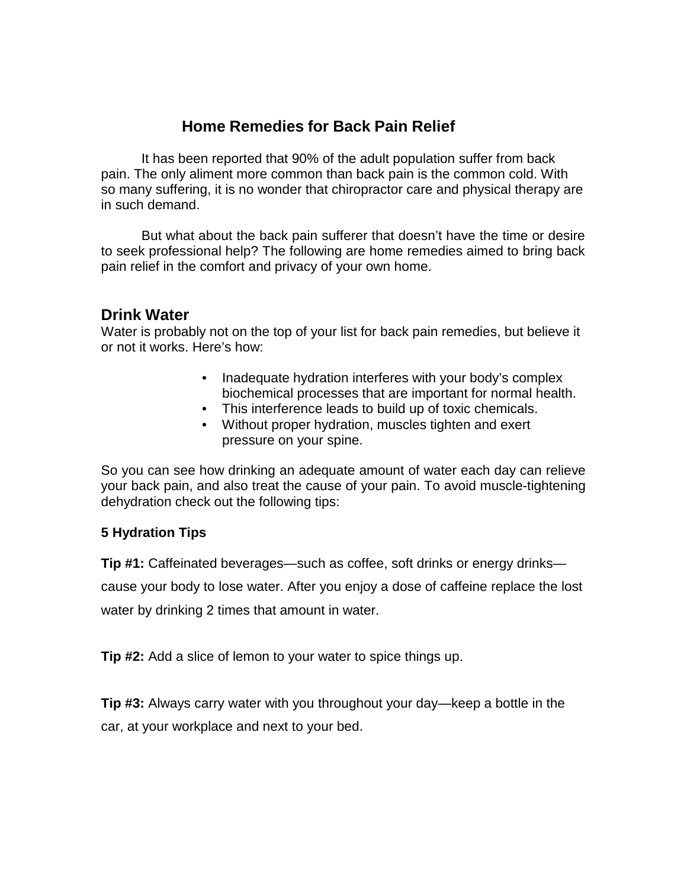# Home Remedies for Back Pain Relief

It has been reported that 90% of the adult population suffer from back pain. The only aliment more common than back pain is the common cold. With so many suffering, it is no wonder that chiropractor care and physical therapy are in such demand.

But what about the back pain sufferer that doesn't have the time or desire to seek professional help? The following are home remedies aimed to bring back pain relief in the comfort and privacy of your own home.

## Drink Water

Water is probably not on the top of your list for back pain remedies, but believe it or not it works. Here's how:

- Inadequate hydration interferes with your body's complex biochemical processes that are important for normal health.
- This interference leads to build up of toxic chemicals.
- Without proper hydration, muscles tighten and exert pressure on your spine.

So you can see how drinking an adequate amount of water each day can relieve your back pain, and also treat the cause of your pain. To avoid muscle-tightening dehydration check out the following tips:

### 5 Hydration Tips

**Tip #1:** Caffeinated beverages—such as coffee, soft drinks or energy drinks—cause your body to lose water. After you enjoy a dose of caffeine replace the lost water by drinking 2 times that amount in water.

**Tip #2:** Add a slice of lemon to your water to spice things up.

**Tip #3:** Always carry water with you throughout your day—keep a bottle in the car, at your workplace and next to your bed.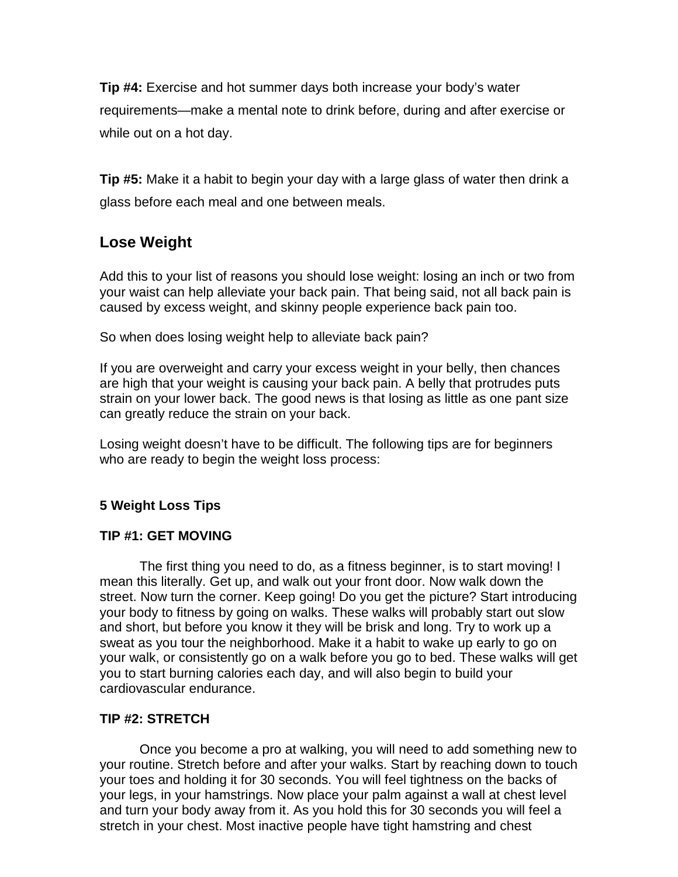**Tip #4:** Exercise and hot summer days both increase your body's water requirements—make a mental note to drink before, during and after exercise or while out on a hot day.

**Tip #5:** Make it a habit to begin your day with a large glass of water then drink a glass before each meal and one between meals.

## Lose Weight

Add this to your list of reasons you should lose weight: losing an inch or two from your waist can help alleviate your back pain. That being said, not all back pain is caused by excess weight, and skinny people experience back pain too.

So when does losing weight help to alleviate back pain?

If you are overweight and carry your excess weight in your belly, then chances are high that your weight is causing your back pain. A belly that protrudes puts strain on your lower back. The good news is that losing as little as one pant size can greatly reduce the strain on your back.

Losing weight doesn't have to be difficult. The following tips are for beginners who are ready to begin the weight loss process:

### 5 Weight Loss Tips

#### TIP #1: GET MOVING

The first thing you need to do, as a fitness beginner, is to start moving! I mean this literally. Get up, and walk out your front door. Now walk down the street. Now turn the corner. Keep going! Do you get the picture? Start introducing your body to fitness by going on walks. These walks will probably start out slow and short, but before you know it they will be brisk and long. Try to work up a sweat as you tour the neighborhood. Make it a habit to wake up early to go on your walk, or consistently go on a walk before you go to bed. These walks will get you to start burning calories each day, and will also begin to build your cardiovascular endurance.

#### TIP #2: STRETCH

Once you become a pro at walking, you will need to add something new to your routine. Stretch before and after your walks. Start by reaching down to touch your toes and holding it for 30 seconds. You will feel tightness on the backs of your legs, in your hamstrings. Now place your palm against a wall at chest level and turn your body away from it. As you hold this for 30 seconds you will feel a stretch in your chest. Most inactive people have tight hamstring and chest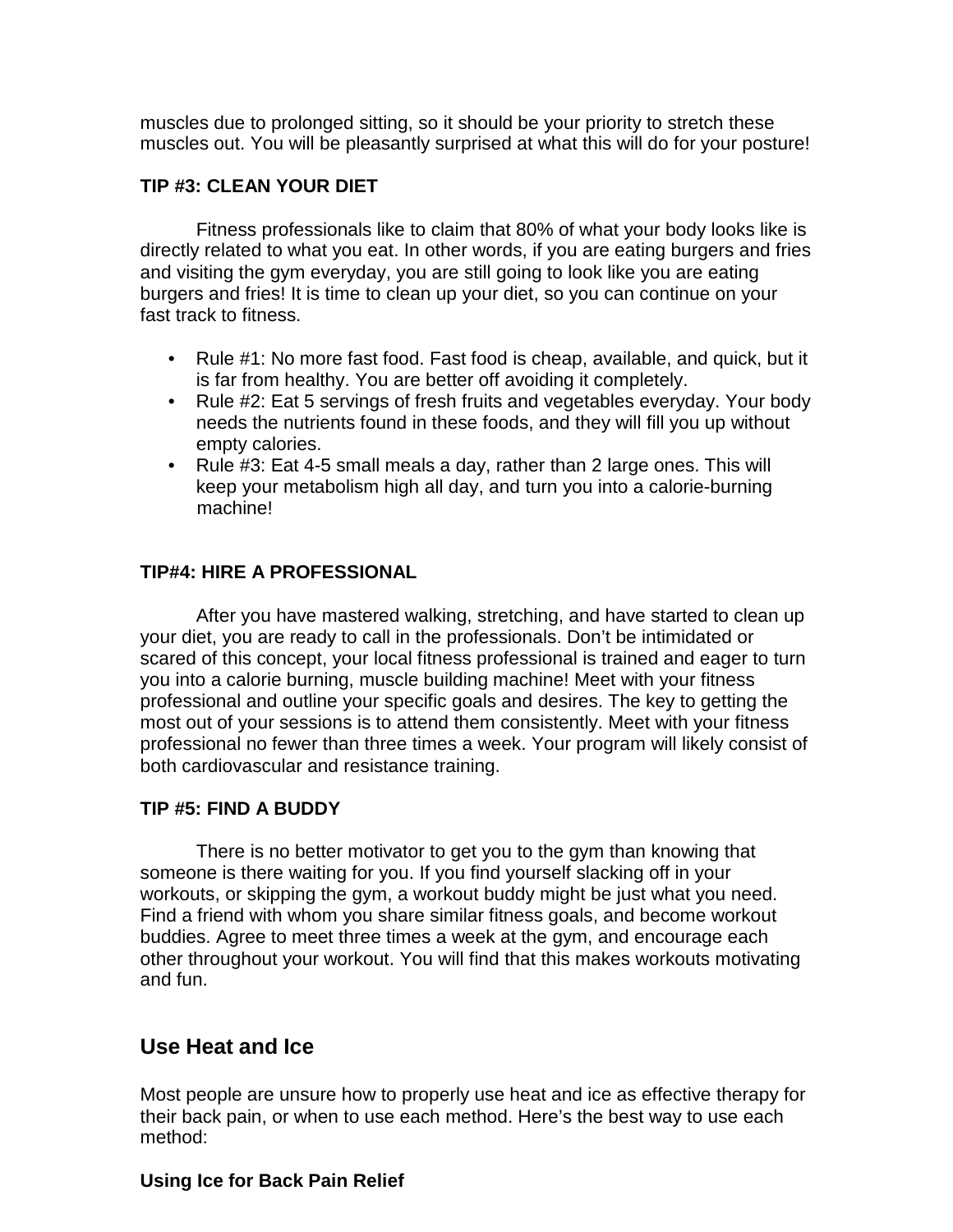muscles due to prolonged sitting, so it should be your priority to stretch these muscles out. You will be pleasantly surprised at what this will do for your posture!

**TIP #3: CLEAN YOUR DIET**

Fitness professionals like to claim that 80% of what your body looks like is directly related to what you eat. In other words, if you are eating burgers and fries and visiting the gym everyday, you are still going to look like you are eating burgers and fries! It is time to clean up your diet, so you can continue on your fast track to fitness.

- Rule #1: No more fast food. Fast food is cheap, available, and quick, but it is far from healthy. You are better off avoiding it completely.
- Rule #2: Eat 5 servings of fresh fruits and vegetables everyday. Your body needs the nutrients found in these foods, and they will fill you up without empty calories.
- Rule #3: Eat 4-5 small meals a day, rather than 2 large ones. This will keep your metabolism high all day, and turn you into a calorie-burning machine!

**TIP#4: HIRE A PROFESSIONAL**

After you have mastered walking, stretching, and have started to clean up your diet, you are ready to call in the professionals. Don't be intimidated or scared of this concept, your local fitness professional is trained and eager to turn you into a calorie burning, muscle building machine! Meet with your fitness professional and outline your specific goals and desires. The key to getting the most out of your sessions is to attend them consistently. Meet with your fitness professional no fewer than three times a week. Your program will likely consist of both cardiovascular and resistance training.

**TIP #5: FIND A BUDDY**

There is no better motivator to get you to the gym than knowing that someone is there waiting for you. If you find yourself slacking off in your workouts, or skipping the gym, a workout buddy might be just what you need. Find a friend with whom you share similar fitness goals, and become workout buddies. Agree to meet three times a week at the gym, and encourage each other throughout your workout. You will find that this makes workouts motivating and fun.

## Use Heat and Ice

Most people are unsure how to properly use heat and ice as effective therapy for their back pain, or when to use each method. Here's the best way to use each method:

**Using Ice for Back Pain Relief**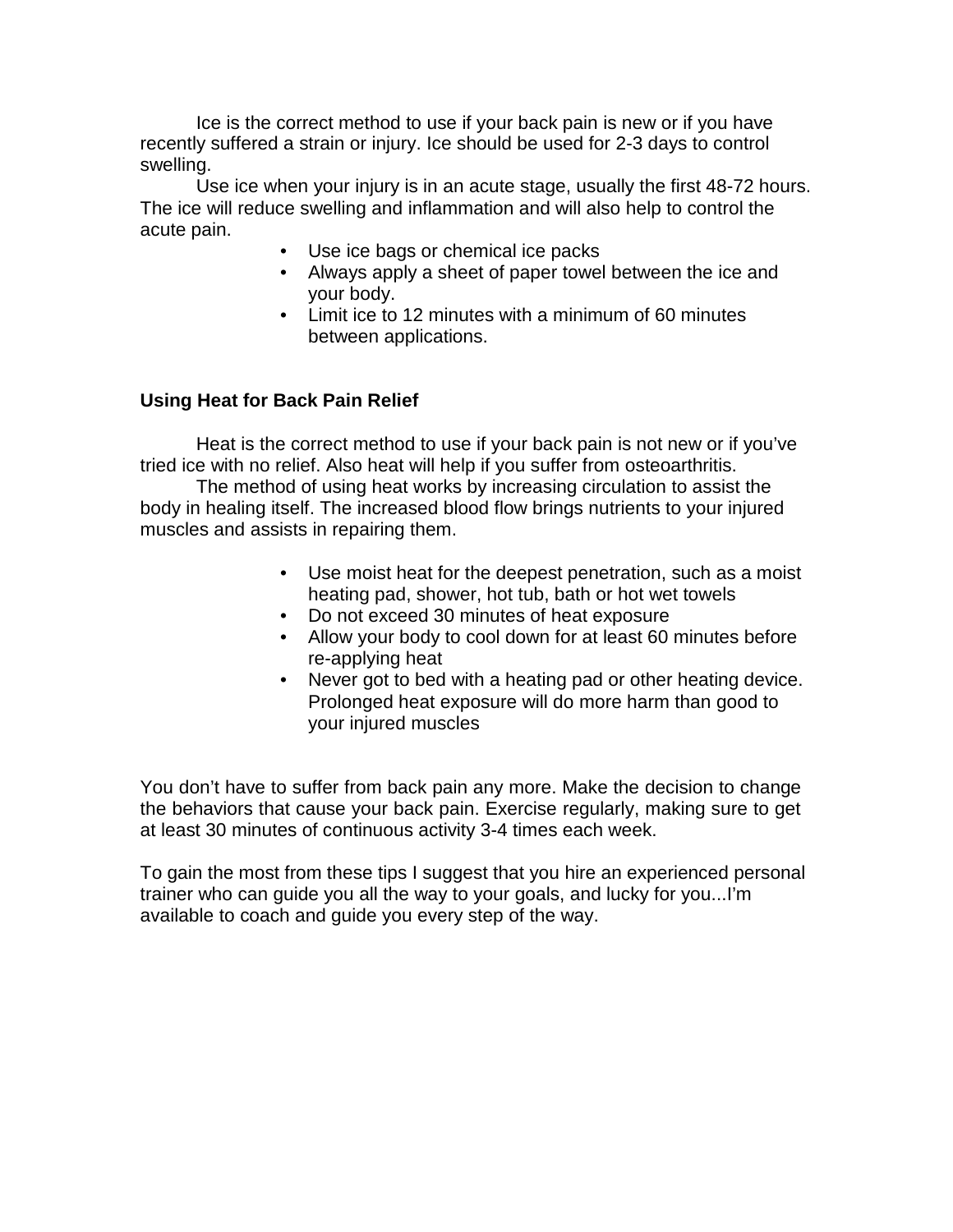Ice is the correct method to use if your back pain is new or if you have recently suffered a strain or injury. Ice should be used for 2-3 days to control swelling.

Use ice when your injury is in an acute stage, usually the first 48-72 hours. The ice will reduce swelling and inflammation and will also help to control the acute pain.

- Use ice bags or chemical ice packs
- Always apply a sheet of paper towel between the ice and your body.
- Limit ice to 12 minutes with a minimum of 60 minutes between applications.

**Using Heat for Back Pain Relief**

Heat is the correct method to use if your back pain is not new or if you've tried ice with no relief. Also heat will help if you suffer from osteoarthritis.

The method of using heat works by increasing circulation to assist the body in healing itself. The increased blood flow brings nutrients to your injured muscles and assists in repairing them.

- Use moist heat for the deepest penetration, such as a moist heating pad, shower, hot tub, bath or hot wet towels
- Do not exceed 30 minutes of heat exposure
- Allow your body to cool down for at least 60 minutes before re-applying heat
- Never got to bed with a heating pad or other heating device. Prolonged heat exposure will do more harm than good to your injured muscles

You don't have to suffer from back pain any more. Make the decision to change the behaviors that cause your back pain. Exercise regularly, making sure to get at least 30 minutes of continuous activity 3-4 times each week.

To gain the most from these tips I suggest that you hire an experienced personal trainer who can guide you all the way to your goals, and lucky for you...I'm available to coach and guide you every step of the way.